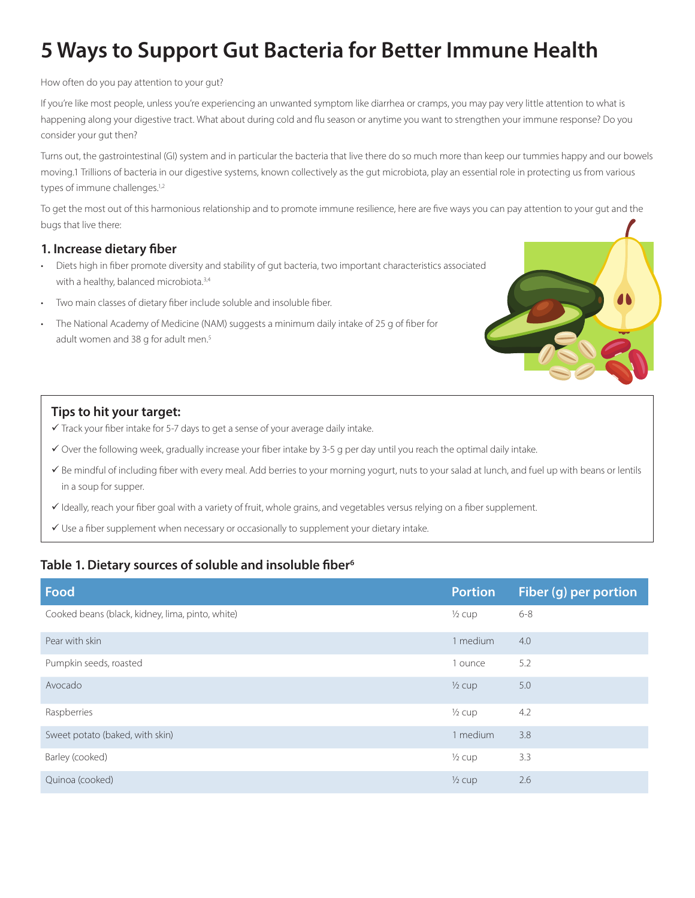# 5 Ways to Support Gut Bacteria for Better Immune Health

How often do you pay attention to your gut?

If you're like most people, unless you're experiencing an unwanted symptom like diarrhea or cramps, you may pay very little attention to what is happening along your digestive tract. What about during cold and flu season or anytime you want to strengthen your immune response? Do you consider your gut then?

Turns out, the gastrointestinal (GI) system and in particular the bacteria that live there do so much more than keep our tummies happy and our bowels moving.1 Trillions of bacteria in our digestive systems, known collectively as the gut microbiota, play an essential role in protecting us from various types of immune challenges.[1,2]

To get the most out of this harmonious relationship and to promote immune resilience, here are five ways you can pay attention to your gut and the bugs that live there:

## 1. Increase dietary fiber

- Diets high in fiber promote diversity and stability of gut bacteria, two important characteristics associated with a healthy, balanced microbiota.[3,4]
- Two main classes of dietary fiber include soluble and insoluble fiber.
- The National Academy of Medicine (NAM) suggests a minimum daily intake of 25 g of fiber for adult women and 38 g for adult men.[5]

### Tips to hit your target:

- ✓ Track your fiber intake for 5-7 days to get a sense of your average daily intake.
- ✓ Over the following week, gradually increase your fiber intake by 3-5 g per day until you reach the optimal daily intake.
- ✓ Be mindful of including fiber with every meal. Add berries to your morning yogurt, nuts to your salad at lunch, and fuel up with beans or lentils in a soup for supper.
- ✓ Ideally, reach your fiber goal with a variety of fruit, whole grains, and vegetables versus relying on a fiber supplement.
- ✓ Use a fiber supplement when necessary or occasionally to supplement your dietary intake.

### Table 1. Dietary sources of soluble and insoluble fiber[6]

| Food | Portion | Fiber (g) per portion |
|---|---|---|
| Cooked beans (black, kidney, lima, pinto, white) | ½ cup | 6-8 |
| Pear with skin | 1 medium | 4.0 |
| Pumpkin seeds, roasted | 1 ounce | 5.2 |
| Avocado | ½ cup | 5.0 |
| Raspberries | ½ cup | 4.2 |
| Sweet potato (baked, with skin) | 1 medium | 3.8 |
| Barley (cooked) | ½ cup | 3.3 |
| Quinoa (cooked) | ½ cup | 2.6 |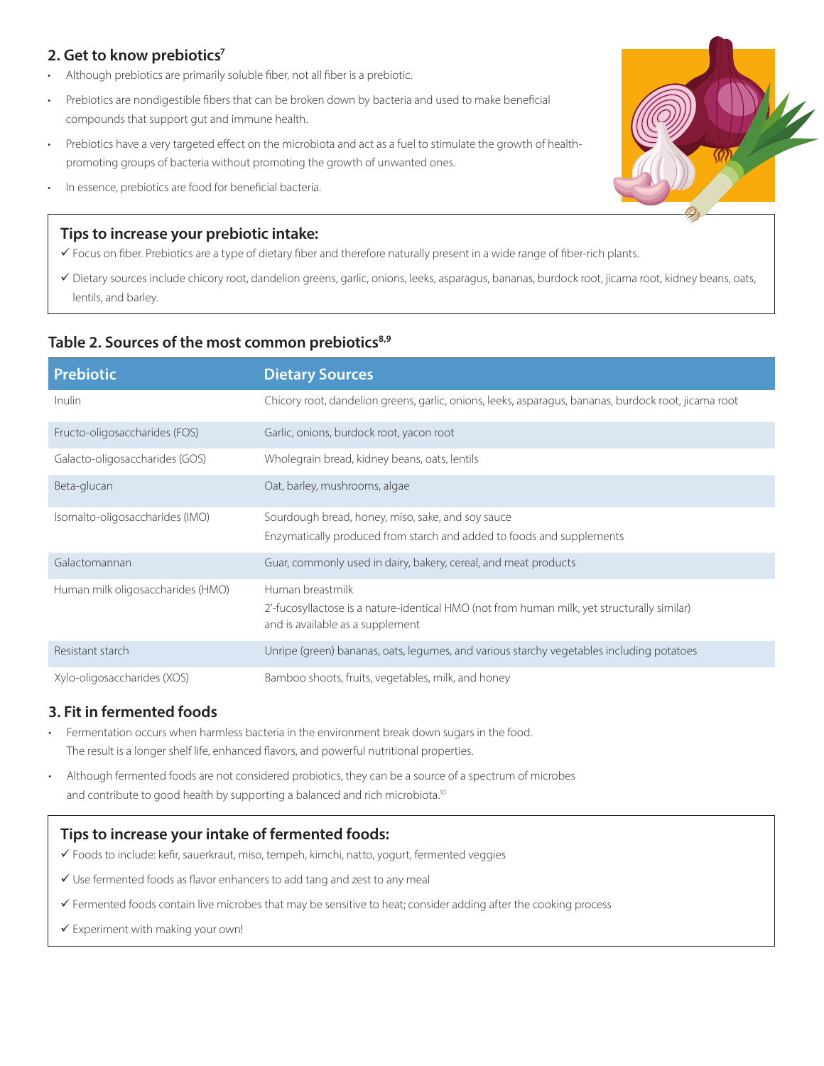## 2. Get to know prebiotics[7]

- Although prebiotics are primarily soluble fiber, not all fiber is a prebiotic.
- Prebiotics are nondigestible fibers that can be broken down by bacteria and used to make beneficial compounds that support gut and immune health.
- Prebiotics have a very targeted effect on the microbiota and act as a fuel to stimulate the growth of health-promoting groups of bacteria without promoting the growth of unwanted ones.
- In essence, prebiotics are food for beneficial bacteria.

### Tips to increase your prebiotic intake:

✓ Focus on fiber. Prebiotics are a type of dietary fiber and therefore naturally present in a wide range of fiber-rich plants.

✓ Dietary sources include chicory root, dandelion greens, garlic, onions, leeks, asparagus, bananas, burdock root, jicama root, kidney beans, oats, lentils, and barley.

### Table 2. Sources of the most common prebiotics[8,9]

| Prebiotic | Dietary Sources |
|---|---|
| Inulin | Chicory root, dandelion greens, garlic, onions, leeks, asparagus, bananas, burdock root, jicama root |
| Fructo-oligosaccharides (FOS) | Garlic, onions, burdock root, yacon root |
| Galacto-oligosaccharides (GOS) | Wholegrain bread, kidney beans, oats, lentils |
| Beta-glucan | Oat, barley, mushrooms, algae |
| Isomalto-oligosaccharides (IMO) | Sourdough bread, honey, miso, sake, and soy sauce<br>Enzymatically produced from starch and added to foods and supplements |
| Galactomannan | Guar, commonly used in dairy, bakery, cereal, and meat products |
| Human milk oligosaccharides (HMO) | Human breastmilk<br>2'-fucosyllactose is a nature-identical HMO (not from human milk, yet structurally similar) and is available as a supplement |
| Resistant starch | Unripe (green) bananas, oats, legumes, and various starchy vegetables including potatoes |
| Xylo-oligosaccharides (XOS) | Bamboo shoots, fruits, vegetables, milk, and honey |

## 3. Fit in fermented foods

- Fermentation occurs when harmless bacteria in the environment break down sugars in the food. The result is a longer shelf life, enhanced flavors, and powerful nutritional properties.
- Although fermented foods are not considered probiotics, they can be a source of a spectrum of microbes and contribute to good health by supporting a balanced and rich microbiota.[10]

### Tips to increase your intake of fermented foods:

✓ Foods to include: kefir, sauerkraut, miso, tempeh, kimchi, natto, yogurt, fermented veggies

✓ Use fermented foods as flavor enhancers to add tang and zest to any meal

✓ Fermented foods contain live microbes that may be sensitive to heat; consider adding after the cooking process

✓ Experiment with making your own!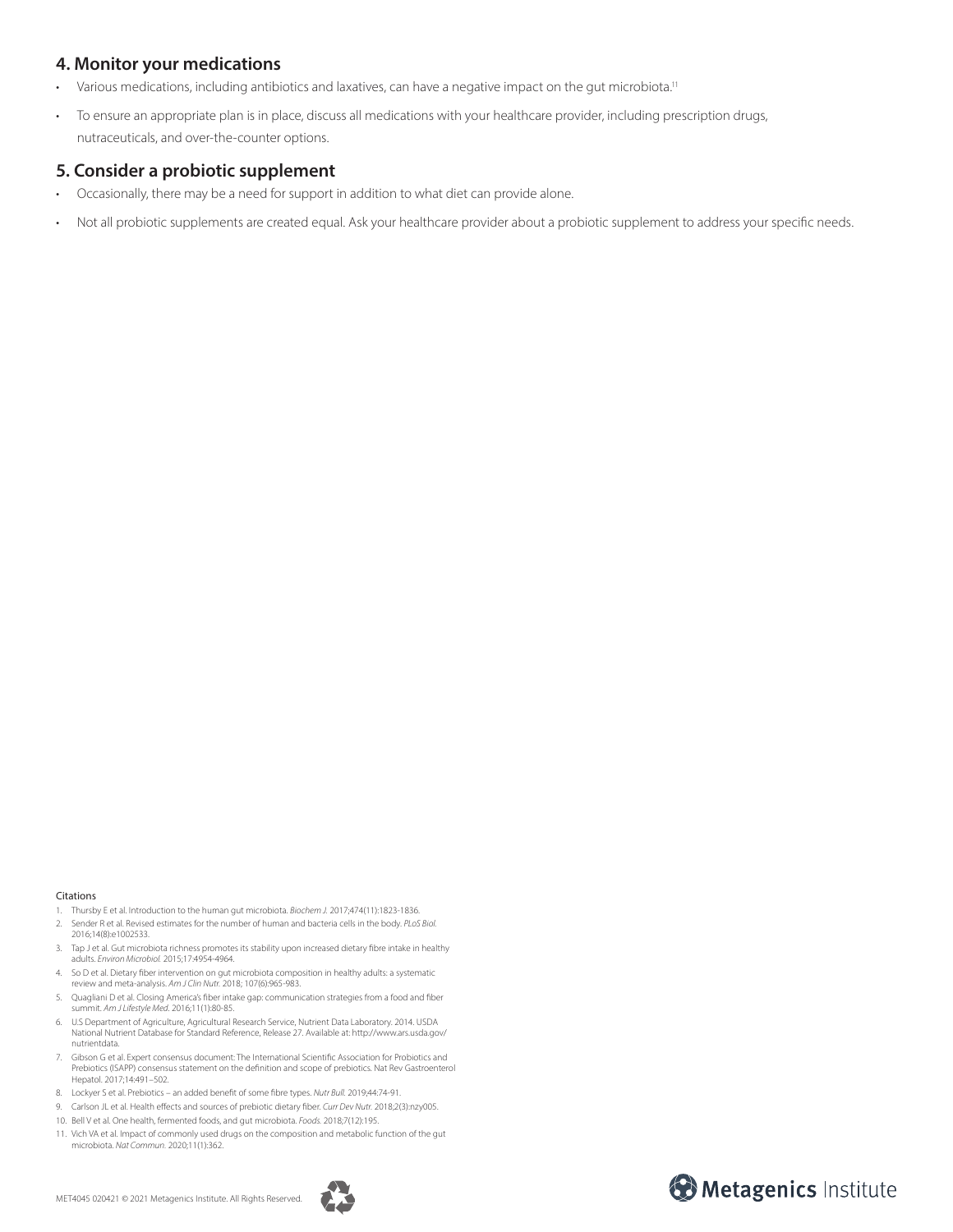## 4. Monitor your medications

- Various medications, including antibiotics and laxatives, can have a negative impact on the gut microbiota.[11]
- To ensure an appropriate plan is in place, discuss all medications with your healthcare provider, including prescription drugs, nutraceuticals, and over-the-counter options.

## 5. Consider a probiotic supplement

- Occasionally, there may be a need for support in addition to what diet can provide alone.
- Not all probiotic supplements are created equal. Ask your healthcare provider about a probiotic supplement to address your specific needs.

Citations

1. Thursby E et al. Introduction to the human gut microbiota. *Biochem J.* 2017;474(11):1823-1836.
2. Sender R et al. Revised estimates for the number of human and bacteria cells in the body. *PLoS Biol.* 2016;14(8):e1002533.
3. Tap J et al. Gut microbiota richness promotes its stability upon increased dietary fibre intake in healthy adults. *Environ Microbiol.* 2015;17:4954-4964.
4. So D et al. Dietary fiber intervention on gut microbiota composition in healthy adults: a systematic review and meta-analysis. *Am J Clin Nutr.* 2018; 107(6):965-983.
5. Quagliani D et al. Closing America's fiber intake gap: communication strategies from a food and fiber summit. *Am J Lifestyle Med.* 2016;11(1):80-85.
6. U.S Department of Agriculture, Agricultural Research Service, Nutrient Data Laboratory. 2014. USDA National Nutrient Database for Standard Reference, Release 27. Available at: http://www.ars.usda.gov/nutrientdata.
7. Gibson G et al. Expert consensus document: The International Scientific Association for Probiotics and Prebiotics (ISAPP) consensus statement on the definition and scope of prebiotics. Nat Rev Gastroenterol Hepatol. 2017;14:491–502.
8. Lockyer S et al. Prebiotics – an added benefit of some fibre types. *Nutr Bull.* 2019;44:74-91.
9. Carlson JL et al. Health effects and sources of prebiotic dietary fiber. *Curr Dev Nutr.* 2018;2(3):nzy005.
10. Bell V et al. One health, fermented foods, and gut microbiota. *Foods.* 2018;7(12):195.
11. Vich VA et al. Impact of commonly used drugs on the composition and metabolic function of the gut microbiota. *Nat Commun.* 2020;11(1):362.

MET4045 020421 © 2021 Metagenics Institute. All Rights Reserved.

Metagenics Institute